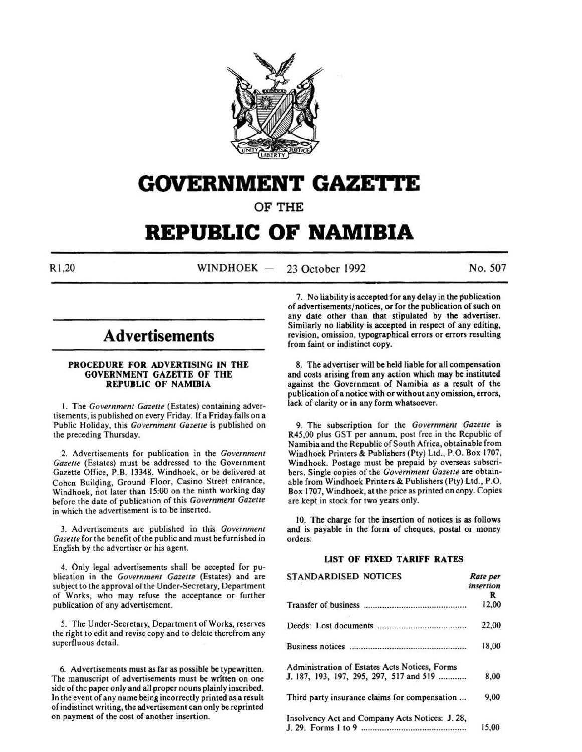# GOVERNMENT GAZETTE

OF THE

# REPUBLIC OF NAMIBIA

R1,20 WINDHOEK — 23 October 1992 No. 507

## Advertisements

### PROCEDURE FOR ADVERTISING IN THE GOVERNMENT GAZETTE OF THE REPUBLIC OF NAMIBIA

1. The *Government Gazette* (Estates) containing advertisements, is published on every Friday. If a Friday falls on a Public Holiday, this *Government Gazette* is published on the preceding Thursday.

2. Advertisements for publication in the *Government Gazette* (Estates) must be addressed to the Government Gazette Office, P.B. 13348, Windhoek, or be delivered at Cohen Building, Ground Floor, Casino Street entrance, Windhoek, not later than 15:00 on the ninth working day before the date of publication of this *Government Gazette* in which the advertisement is to be inserted.

3. Advertisements are published in this *Government Gazette* for the benefit of the public and must be furnished in English by the advertiser or his agent.

4. Only legal advertisements shall be accepted for publication in the *Government Gazette* (Estates) and are subject to the approval of the Under-Secretary, Department of Works, who may refuse the acceptance or further publication of any advertisement.

5. The Under-Secretary, Department of Works, reserves the right to edit and revise copy and to delete therefrom any superfluous detail.

6. Advertisements must as far as possible be typewritten. The manuscript of advertisements must be written on one side of the paper only and all proper nouns plainly inscribed. In the event of any name being incorrectly printed as a result of indistinct writing, the advertisement can only be reprinted on payment of the cost of another insertion.

7. No liability is accepted for any delay in the publication of advertisements/notices, or for the publication of such on any date other than that stipulated by the advertiser. Similarly no liability is accepted in respect of any editing, revision, omission, typographical errors or errors resulting from faint or indistinct copy.

8. The advertiser will be held liable for all compensation and costs arising from any action which may be instituted against the Government of Namibia as a result of the publication of a notice with or without any omission, errors, lack of clarity or in any form whatsoever.

9. The subscription for the *Government Gazette* is R45,00 plus GST per annum, post free in the Republic of Namibia and the Republic of South Africa, obtainable from Windhoek Printers & Publishers (Pty) Ltd., P.O. Box 1707, Windhoek. Postage must be prepaid by overseas subscribers. Single copies of the *Government Gazette* are obtainable from Windhoek Printers & Publishers (Pty) Ltd., P.O. Box 1707, Windhoek, at the price as printed on copy. Copies are kept in stock for two years only.

10. The charge for the insertion of notices is as follows and is payable in the form of cheques, postal or money orders:

### LIST OF FIXED TARIFF RATES

| STANDARDISED NOTICES | *Rate per insertion* R |
|---|---|
| Transfer of business | 12,00 |
| Deeds: Lost documents | 22,00 |
| Business notices | 18,00 |
| Administration of Estates Acts Notices, Forms J. 187, 193, 197, 295, 297, 517 and 519 | 8,00 |
| Third party insurance claims for compensation ... | 9,00 |
| Insolvency Act and Company Acts Notices: J. 28, J. 29. Forms 1 to 9 | 15,00 |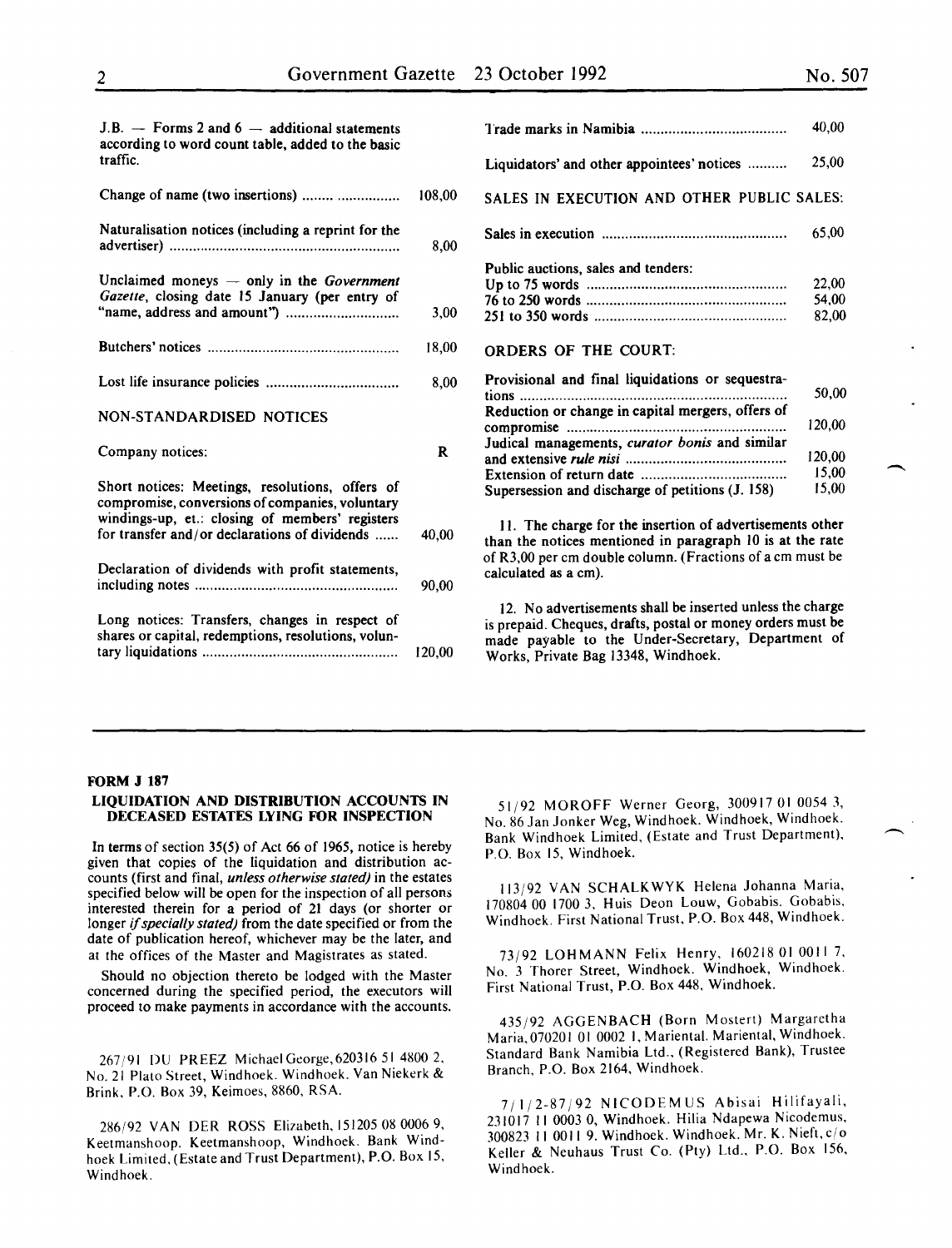J.B. — Forms 2 and 6 — additional statements according to word count table, added to the basic traffic.

| | |
|---|---|
| Change of name (two insertions) | 108,00 |
| Naturalisation notices (including a reprint for the advertiser) | 8,00 |
| Unclaimed moneys — only in the *Government Gazette*, closing date 15 January (per entry of "name, address and amount") | 3,00 |
| Butchers' notices | 18,00 |
| Lost life insurance policies | 8,00 |

NON-STANDARDISED NOTICES

| | |
|---|---|
| Company notices: | R |
| Short notices: Meetings, resolutions, offers of compromise, conversions of companies, voluntary windings-up, et.: closing of members' registers for transfer and/or declarations of dividends | 40,00 |
| Declaration of dividends with profit statements, including notes | 90,00 |
| Long notices: Transfers, changes in respect of shares or capital, redemptions, resolutions, voluntary liquidations | 120,00 |
| Trade marks in Namibia | 40,00 |
| Liquidators' and other appointees' notices | 25,00 |

SALES IN EXECUTION AND OTHER PUBLIC SALES:

| | |
|---|---|
| Sales in execution | 65,00 |
| Public auctions, sales and tenders: | |
| Up to 75 words | 22,00 |
| 76 to 250 words | 54,00 |
| 251 to 350 words | 82,00 |

ORDERS OF THE COURT:

| | |
|---|---|
| Provisional and final liquidations or sequestrations | 50,00 |
| Reduction or change in capital mergers, offers of compromise | 120,00 |
| Judical managements, *curator bonis* and similar and extensive *rule nisi* | 120,00 |
| Extension of return date | 15,00 |
| Supersession and discharge of petitions (J. 158) | 15,00 |

11. The charge for the insertion of advertisements other than the notices mentioned in paragraph 10 is at the rate of R3,00 per cm double column. (Fractions of a cm must be calculated as a cm).

12. No advertisements shall be inserted unless the charge is prepaid. Cheques, drafts, postal or money orders must be made payable to the Under-Secretary, Department of Works, Private Bag 13348, Windhoek.

**FORM J 187**

**LIQUIDATION AND DISTRIBUTION ACCOUNTS IN DECEASED ESTATES LYING FOR INSPECTION**

In terms of section 35(5) of Act 66 of 1965, notice is hereby given that copies of the liquidation and distribution accounts (first and final, *unless otherwise stated)* in the estates specified below will be open for the inspection of all persons interested therein for a period of 21 days (or shorter or longer *if specially stated)* from the date specified or from the date of publication hereof, whichever may be the later, and at the offices of the Master and Magistrates as stated.

Should no objection thereto be lodged with the Master concerned during the specified period, the executors will proceed to make payments in accordance with the accounts.

267/91 DU PREEZ Michael George, 620316 51 4800 2, No. 21 Plato Street, Windhoek. Windhoek. Van Niekerk & Brink, P.O. Box 39, Keimoes, 8860, RSA.

286/92 VAN DER ROSS Elizabeth, 151205 08 0006 9, Keetmanshoop. Keetmanshoop, Windhoek. Bank Windhoek Limited, (Estate and Trust Department), P.O. Box 15, Windhoek.

51/92 MOROFF Werner Georg, 300917 01 0054 3, No. 86 Jan Jonker Weg, Windhoek. Windhoek, Windhoek. Bank Windhoek Limited, (Estate and Trust Department), P.O. Box 15, Windhoek.

113/92 VAN SCHALKWYK Helena Johanna Maria, 170804 00 1700 3, Huis Deon Louw, Gobabis. Gobabis, Windhoek. First National Trust, P.O. Box 448, Windhoek.

73/92 LOHMANN Felix Henry, 160218 01 0011 7, No. 3 Thorer Street, Windhoek. Windhoek, Windhoek. First National Trust, P.O. Box 448, Windhoek.

435/92 AGGENBACH (Born Mostert) Margaretha Maria, 070201 01 0002 1, Mariental. Mariental, Windhoek. Standard Bank Namibia Ltd., (Registered Bank), Trustee Branch, P.O. Box 2164, Windhoek.

7/1/2-87/92 NICODEMUS Abisai Hilifayali, 231017 11 0003 0, Windhoek. Hilia Ndapewa Nicodemus, 300823 11 0011 9. Windhoek. Windhoek. Mr. K. Nieft, c/o Keller & Neuhaus Trust Co. (Pty) Ltd., P.O. Box 156, Windhoek.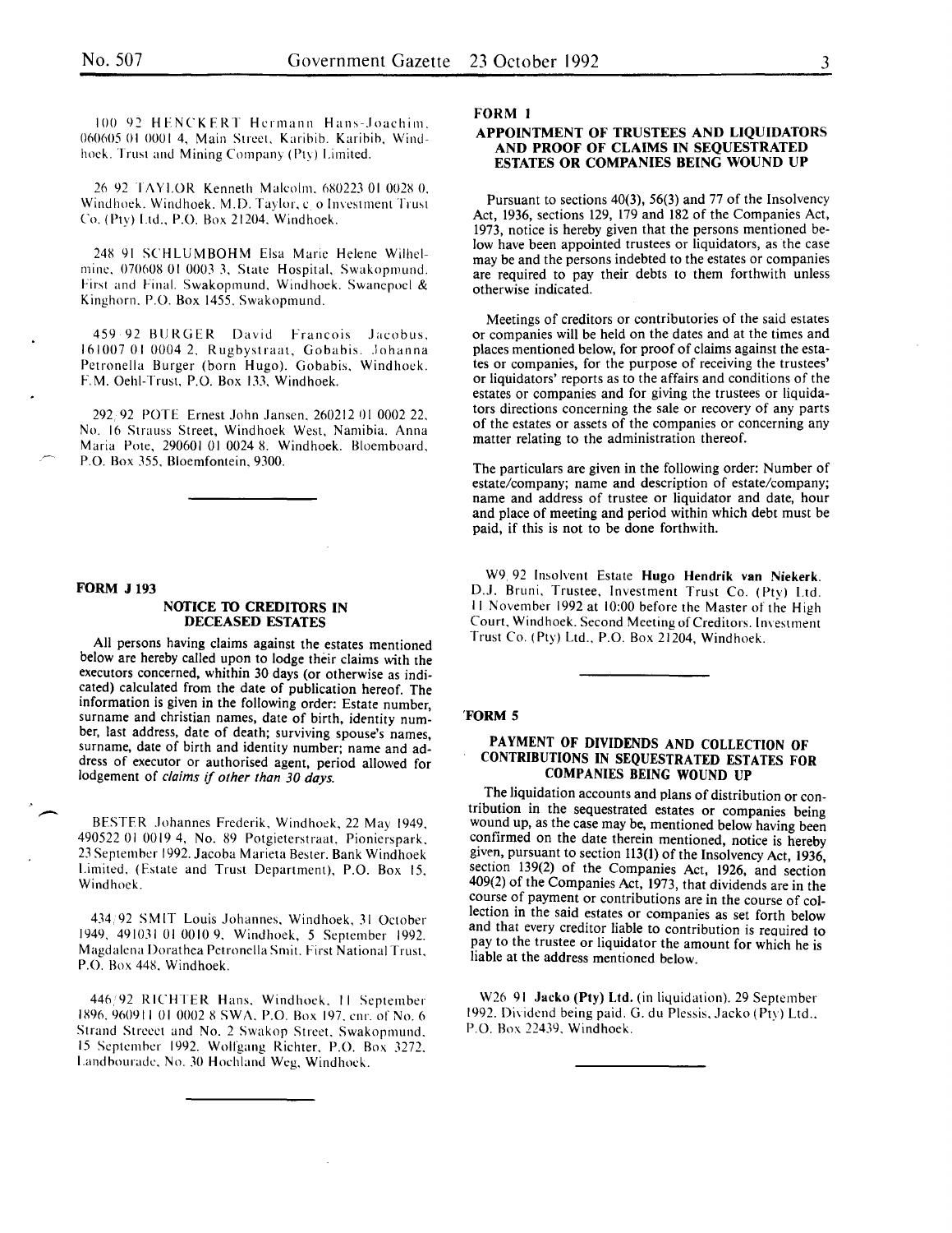100/92 HENCKERT Hermann Hans-Joachim, 060605 01 0001 4, Main Street, Karibib. Karibib, Windhoek. Trust and Mining Company (Pty) Limited.

26/92 TAYLOR Kenneth Malcolm, 680223 01 0028 0, Windhoek. Windhoek. M.D. Taylor, c/o Investment Trust Co. (Pty) Ltd., P.O. Box 21204, Windhoek.

248/91 SCHLUMBOHM Elsa Marie Helene Wilhelmine, 070608 01 0003 3, State Hospital, Swakopmund. First and Final. Swakopmund, Windhoek. Swanepoel & Kinghorn, P.O. Box 1455, Swakopmund.

459/92 BURGER David Francois Jacobus, 161007 01 0004 2, Rugbystraat, Gobabis. Johanna Petronella Burger (born Hugo). Gobabis, Windhoek. F.M. Oehl-Trust, P.O. Box 133, Windhoek.

292/92 POTE Ernest John Jansen, 260212 01 0002 22, No. 16 Strauss Street, Windhoek West, Namibia. Anna Maria Pote, 290601 01 0024 8. Windhoek. Bloemboard, P.O. Box 355, Bloemfontein, 9300.

## FORM J 193

### NOTICE TO CREDITORS IN DECEASED ESTATES

All persons having claims against the estates mentioned below are hereby called upon to lodge their claims with the executors concerned, whithin 30 days (or otherwise as indicated) calculated from the date of publication hereof. The information is given in the following order: Estate number, surname and christian names, date of birth, identity number, last address, date of death; surviving spouse's names, surname, date of birth and identity number; name and address of executor or authorised agent, period allowed for lodgement of *claims if other than 30 days.*

BESTER Johannes Frederik, Windhoek, 22 May 1949, 490522 01 0019 4, No. 89 Potgieterstraat, Pionierspark, 23 September 1992. Jacoba Marieta Bester. Bank Windhoek Limited, (Estate and Trust Department), P.O. Box 15, Windhoek.

434/92 SMIT Louis Johannes, Windhoek, 31 October 1949, 491031 01 0010 9, Windhoek, 5 September 1992. Magdalena Dorathea Petronella Smit. First National Trust, P.O. Box 448, Windhoek.

446/92 RICHTER Hans, Windhoek, 11 September 1896, 960911 01 0002 8 SWA, P.O. Box 197, cnr. of No. 6 Strand Streeet and No. 2 Swakop Street, Swakopmund, 15 September 1992. Wolfgang Richter, P.O. Box 3272, Landbourade, No. 30 Hochland Weg, Windhoek.

## FORM 1

### APPOINTMENT OF TRUSTEES AND LIQUIDATORS AND PROOF OF CLAIMS IN SEQUESTRATED ESTATES OR COMPANIES BEING WOUND UP

Pursuant to sections 40(3), 56(3) and 77 of the Insolvency Act, 1936, sections 129, 179 and 182 of the Companies Act, 1973, notice is hereby given that the persons mentioned below have been appointed trustees or liquidators, as the case may be and the persons indebted to the estates or companies are required to pay their debts to them forthwith unless otherwise indicated.

Meetings of creditors or contributories of the said estates or companies will be held on the dates and at the times and places mentioned below, for proof of claims against the estates or companies, for the purpose of receiving the trustees' or liquidators' reports as to the affairs and conditions of the estates or companies and for giving the trustees or liquidators directions concerning the sale or recovery of any parts of the estates or assets of the companies or concerning any matter relating to the administration thereof.

The particulars are given in the following order: Number of estate/company; name and description of estate/company; name and address of trustee or liquidator and date, hour and place of meeting and period within which debt must be paid, if this is not to be done forthwith.

W9/92 Insolvent Estate **Hugo Hendrik van Niekerk.** D.J. Bruni, Trustee, Investment Trust Co. (Pty) Ltd. 11 November 1992 at 10:00 before the Master of the High Court, Windhoek. Second Meeting of Creditors. Investment Trust Co. (Pty) Ltd., P.O. Box 21204, Windhoek.

## FORM 5

### PAYMENT OF DIVIDENDS AND COLLECTION OF CONTRIBUTIONS IN SEQUESTRATED ESTATES FOR COMPANIES BEING WOUND UP

The liquidation accounts and plans of distribution or contribution in the sequestrated estates or companies being wound up, as the case may be, mentioned below having been confirmed on the date therein mentioned, notice is hereby given, pursuant to section 113(1) of the Insolvency Act, 1936, section 139(2) of the Companies Act, 1926, and section 409(2) of the Companies Act, 1973, that dividends are in the course of payment or contributions are in the course of collection in the said estates or companies as set forth below and that every creditor liable to contribution is required to pay to the trustee or liquidator the amount for which he is liable at the address mentioned below.

W26/91 **Jacko (Pty) Ltd.** (in liquidation). 29 September 1992. Dividend being paid. G. du Plessis, Jacko (Pty) Ltd., P.O. Box 22439, Windhoek.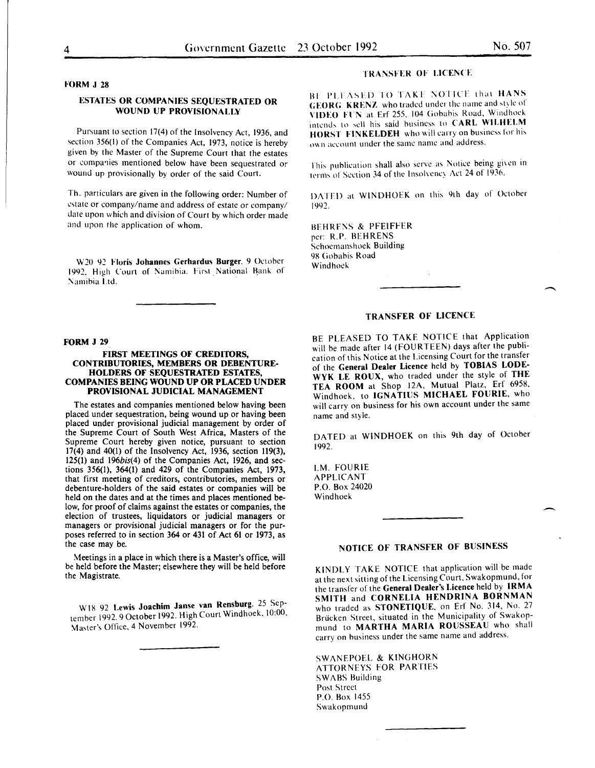**FORM J 28**

### ESTATES OR COMPANIES SEQUESTRATED OR WOUND UP PROVISIONALLY

Pursuant to section 17(4) of the Insolvency Act, 1936, and section 356(1) of the Companies Act, 1973, notice is hereby given by the Master of the Supreme Court that the estates or companies mentioned below have been sequestrated or wound up provisionally by order of the said Court.

The particulars are given in the following order: Number of estate or company/name and address of estate or company/ date upon which and division of Court by which order made and upon the application of whom.

W20 92 **Floris Johannes Gerhardus Burger**. 9 October 1992. High Court of Namibia. First National Bank of Namibia Ltd.

---

**FORM J 29**

### FIRST MEETINGS OF CREDITORS, CONTRIBUTORIES, MEMBERS OR DEBENTURE-HOLDERS OF SEQUESTRATED ESTATES, COMPANIES BEING WOUND UP OR PLACED UNDER PROVISIONAL JUDICIAL MANAGEMENT

The estates and companies mentioned below having been placed under sequestration, being wound up or having been placed under provisional judicial management by order of the Supreme Court of South West Africa, Masters of the Supreme Court hereby given notice, pursuant to section 17(4) and 40(1) of the Insolvency Act, 1936, section 119(3), 125(1) and 196*bis*(4) of the Companies Act, 1926, and sections 356(1), 364(1) and 429 of the Companies Act, 1973, that first meeting of creditors, contributories, members or debenture-holders of the said estates or companies will be held on the dates and at the times and places mentioned below, for proof of claims against the estates or companies, the election of trustees, liquidators or judicial managers or managers or provisional judicial managers or for the purposes referred to in section 364 or 431 of Act 61 or 1973, as the case may be.

Meetings in a place in which there is a Master's office, will be held before the Master; elsewhere they will be held before the Magistrate.

W18 92 **Lewis Joachim Janse van Rensburg**. 25 September 1992. 9 October 1992. High Court Windhoek. 10:00, Master's Office, 4 November 1992.

---

### TRANSFER OF LICENCE

BE PLEASED TO TAKE NOTICE that **HANS GEORG KRENZ** who traded under the name and style of **VIDEO FUN** at Erf 255, 104 Gobabis Road, Windhoek intends to sell his said business to **CARL WILHELM HORST FINKELDEH** who will carry on business for his own account under the same name and address.

This publication shall also serve as Notice being given in terms of Section 34 of the Insolvency Act 24 of 1936.

DATED at WINDHOEK on this 9th day of October 1992.

BEHRENS & PFEIFFER
per: R.P. BEHRENS
Schoemanshoek Building
98 Gobabis Road
Windhoek

---

### TRANSFER OF LICENCE

BE PLEASED TO TAKE NOTICE that Application will be made after 14 (FOURTEEN) days after the publication of this Notice at the Licensing Court for the transfer of the **General Dealer Licence** held by **TOBIAS LODEWYK LE ROUX**, who traded under the style of **THE TEA ROOM** at Shop 12A, Mutual Platz, Erf 6958, Windhoek, to **IGNATIUS MICHAEL FOURIE**, who will carry on business for his own account under the same name and style.

DATED at WINDHOEK on this 9th day of October 1992.

I.M. FOURIE
APPLICANT
P.O. Box 24020
Windhoek

---

### NOTICE OF TRANSFER OF BUSINESS

KINDLY TAKE NOTICE that application will be made at the next sitting of the Licensing Court, Swakopmund, for the transfer of the **General Dealer's Licence** held by **IRMA SMITH** and **CORNELIA HENDRINA BORNMAN** who traded as **STONETIQUE**, on Erf No. 314, No. 27 Brücken Street, situated in the Municipality of Swakopmund to **MARTHA MARIA ROUSSEAU** who shall carry on business under the same name and address.

SWANEPOEL & KINGHORN
ATTORNEYS FOR PARTIES
SWABS Building
Post Street
P.O. Box 1455
Swakopmund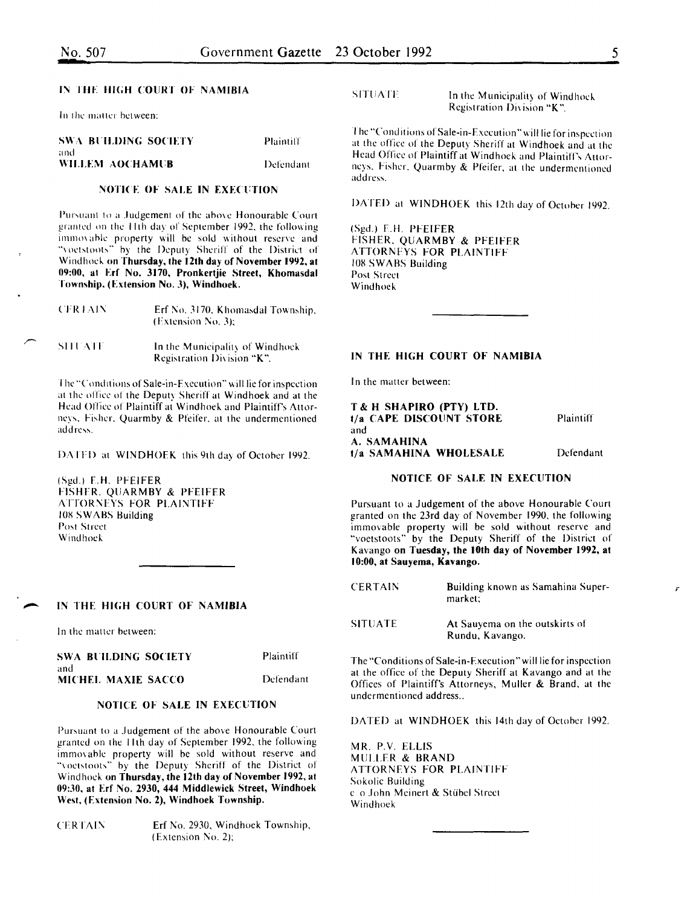## IN THE HIGH COURT OF NAMIBIA

In the matter between:

| | |
|---|---|
| **SWA BUILDING SOCIETY** | Plaintiff |
| and | |
| **WILLEM AOCHAMUB** | Defendant |

### NOTICE OF SALE IN EXECUTION

Pursuant to a Judgement of the above Honourable Court granted on the 11th day of September 1992, the following immovable property will be sold without reserve and "voetstoots" by the Deputy Sheriff of the District of Windhoek **on Thursday, the 12th day of November 1992, at 09:00, at Erf No. 3170, Pronkertjie Street, Khomasdal Township, (Extension No. 3), Windhoek.**

| | |
|---|---|
| CERTAIN | Erf No. 3170, Khomasdal Township, (Extension No. 3); |
| SITUATE | In the Municipality of Windhoek Registration Division "K". |

The "Conditions of Sale-in-Execution" will lie for inspection at the office of the Deputy Sheriff at Windhoek and at the Head Office of Plaintiff at Windhoek and Plaintiff's Attorneys, Fisher, Quarmby & Pfeifer, at the undermentioned address.

DATED at WINDHOEK this 9th day of October 1992.

(Sgd.) F.H. PFEIFER
FISHER, QUARMBY & PFEIFER
ATTORNEYS FOR PLAINTIFF
108 SWABS Building
Post Street
Windhoek

---

## IN THE HIGH COURT OF NAMIBIA

In the matter between:

| | |
|---|---|
| **SWA BUILDING SOCIETY** | Plaintiff |
| and | |
| **MICHEL MAXIE SACCO** | Defendant |

### NOTICE OF SALE IN EXECUTION

Pursuant to a Judgement of the above Honourable Court granted on the 11th day of September 1992, the following immovable property will be sold without reserve and "voetstoots" by the Deputy Sheriff of the District of Windhoek **on Thursday, the 12th day of November 1992, at 09:30, at Erf No. 2930, 444 Middlewick Street, Windhoek West, (Extension No. 2), Windhoek Township.**

| | |
|---|---|
| CERTAIN | Erf No. 2930, Windhoek Township, (Extension No. 2); |
| SITUATE | In the Municipality of Windhoek Registration Division "K". |

The "Conditions of Sale-in-Execution" will lie for inspection at the office of the Deputy Sheriff at Windhoek and at the Head Office of Plaintiff at Windhoek and Plaintiff's Attorneys, Fisher, Quarmby & Pfeifer, at the undermentioned address.

DATED at WINDHOEK this 12th day of October 1992.

(Sgd.) F.H. PFEIFER
FISHER, QUARMBY & PFEIFER
ATTORNEYS FOR PLAINTIFF
108 SWABS Building
Post Street
Windhoek

---

## IN THE HIGH COURT OF NAMIBIA

In the matter between:

| | |
|---|---|
| **T & H SHAPIRO (PTY) LTD.** | |
| **t/a CAPE DISCOUNT STORE** | Plaintiff |
| and | |
| **A. SAMAHINA** | |
| **t/a SAMAHINA WHOLESALE** | Defendant |

### NOTICE OF SALE IN EXECUTION

Pursuant to a Judgement of the above Honourable Court granted on the 23rd day of November 1990, the following immovable property will be sold without reserve and "voetstoots" by the Deputy Sheriff of the District of Kavango **on Tuesday, the 10th day of November 1992, at 10:00, at Sauyema, Kavango.**

| | |
|---|---|
| CERTAIN | Building known as Samahina Supermarket; |
| SITUATE | At Sauyema on the outskirts of Rundu, Kavango. |

The "Conditions of Sale-in-Execution" will lie for inspection at the office of the Deputy Sheriff at Kavango and at the Offices of Plaintiff's Attorneys, Muller & Brand, at the undermentioned address..

DATED at WINDHOEK this 14th day of October 1992.

MR. P.V. ELLIS
MULLER & BRAND
ATTORNEYS FOR PLAINTIFF
Sokolic Building
c/o John Meinert & Stübel Street
Windhoek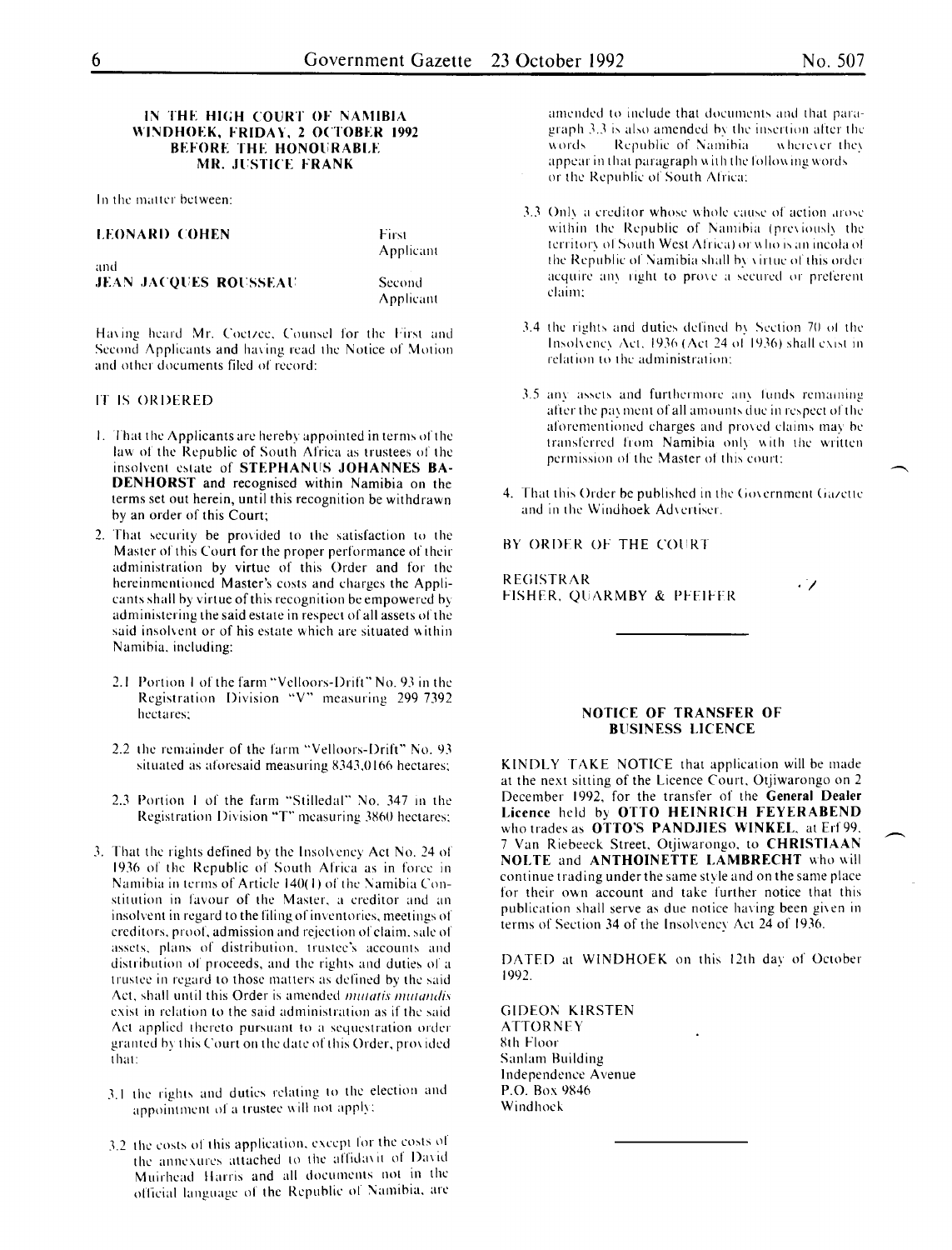**IN THE HIGH COURT OF NAMIBIA**
**WINDHOEK, FRIDAY, 2 OCTOBER 1992**
**BEFORE THE HONOURABLE**
**MR. JUSTICE FRANK**

In the matter between:

**LEONARD COHEN** First Applicant

and

**JEAN JACQUES ROUSSEAU** Second Applicant

Having heard Mr. Coetzee, Counsel for the First and Second Applicants and having read the Notice of Motion and other documents filed of record:

IT IS ORDERED

1. That the Applicants are hereby appointed in terms of the law of the Republic of South Africa as trustees of the insolvent estate of **STEPHANUS JOHANNES BADENHORST** and recognised within Namibia on the terms set out herein, until this recognition be withdrawn by an order of this Court;
2. That security be provided to the satisfaction to the Master of this Court for the proper performance of their administration by virtue of this Order and for the hereinmentioned Master's costs and charges the Applicants shall by virtue of this recognition be empowered by administering the said estate in respect of all assets of the said insolvent or of his estate which are situated within Namibia, including:
   - 2.1 Portion 1 of the farm "Velloors-Drift" No. 93 in the Registration Division "V" measuring 299 7392 hectares;
   - 2.2 the remainder of the farm "Velloors-Drift" No. 93 situated as aforesaid measuring 8343,0166 hectares;
   - 2.3 Portion 1 of the farm "Stilledal" No. 347 in the Registration Division "T" measuring 3860 hectares;
3. That the rights defined by the Insolvency Act No. 24 of 1936 of the Republic of South Africa as in force in Namibia in terms of Article 140(1) of the Namibia Constitution in favour of the Master, a creditor and an insolvent in regard to the filing of inventories, meetings of creditors, proof, admission and rejection of claim, sale of assets, plans of distribution, trustee's accounts and distribution of proceeds, and the rights and duties of a trustee in regard to those matters as defined by the said Act, shall until this Order is amended *mutatis mutandis* exist in relation to the said administration as if the said Act applied thereto pursuant to a sequestration order granted by this Court on the date of this Order, provided that:
   - 3.1 the rights and duties relating to the election and appointment of a trustee will not apply;
   - 3.2 the costs of this application, except for the costs of the annexures attached to the affidavit of David Muirhead Harris and all documents not in the official language of the Republic of Namibia, are amended to include that documents and that paragraph 3.3 is also amended by the insertion after the words Republic of Namibia wherever they appear in that paragraph with the following words or the Republic of South Africa;
   - 3.3 Only a creditor whose whole cause of action arose within the Republic of Namibia (previously the territory of South West Africa) or who is an incola of the Republic of Namibia shall by virtue of this order acquire any right to prove a secured or preferent claim;
   - 3.4 the rights and duties defined by Section 70 of the Insolvency Act, 1936 (Act 24 of 1936) shall exist in relation to the administration;
   - 3.5 any assets and furthermore any funds remaining after the payment of all amounts due in respect of the aforementioned charges and proved claims may be transferred from Namibia only with the written permission of the Master of this court;
4. That this Order be published in the Government Gazette and in the Windhoek Advertiser.

BY ORDER OF THE COURT

REGISTRAR
FISHER, QUARMBY & PFEIFER

---

## NOTICE OF TRANSFER OF BUSINESS LICENCE

KINDLY TAKE NOTICE that application will be made at the next sitting of the Licence Court, Otjiwarongo on 2 December 1992, for the transfer of the **General Dealer Licence** held by **OTTO HEINRICH FEYERABEND** who trades as **OTTO'S PANDJIES WINKEL**, at Erf 99, 7 Van Riebeeck Street, Otjiwarongo, to **CHRISTIAAN NOLTE** and **ANTHOINETTE LAMBRECHT** who will continue trading under the same style and on the same place for their own account and take further notice that this publication shall serve as due notice having been given in terms of Section 34 of the Insolvency Act 24 of 1936.

DATED at WINDHOEK on this 12th day of October 1992.

GIDEON KIRSTEN
ATTORNEY
8th Floor
Sanlam Building
Independence Avenue
P.O. Box 9846
Windhoek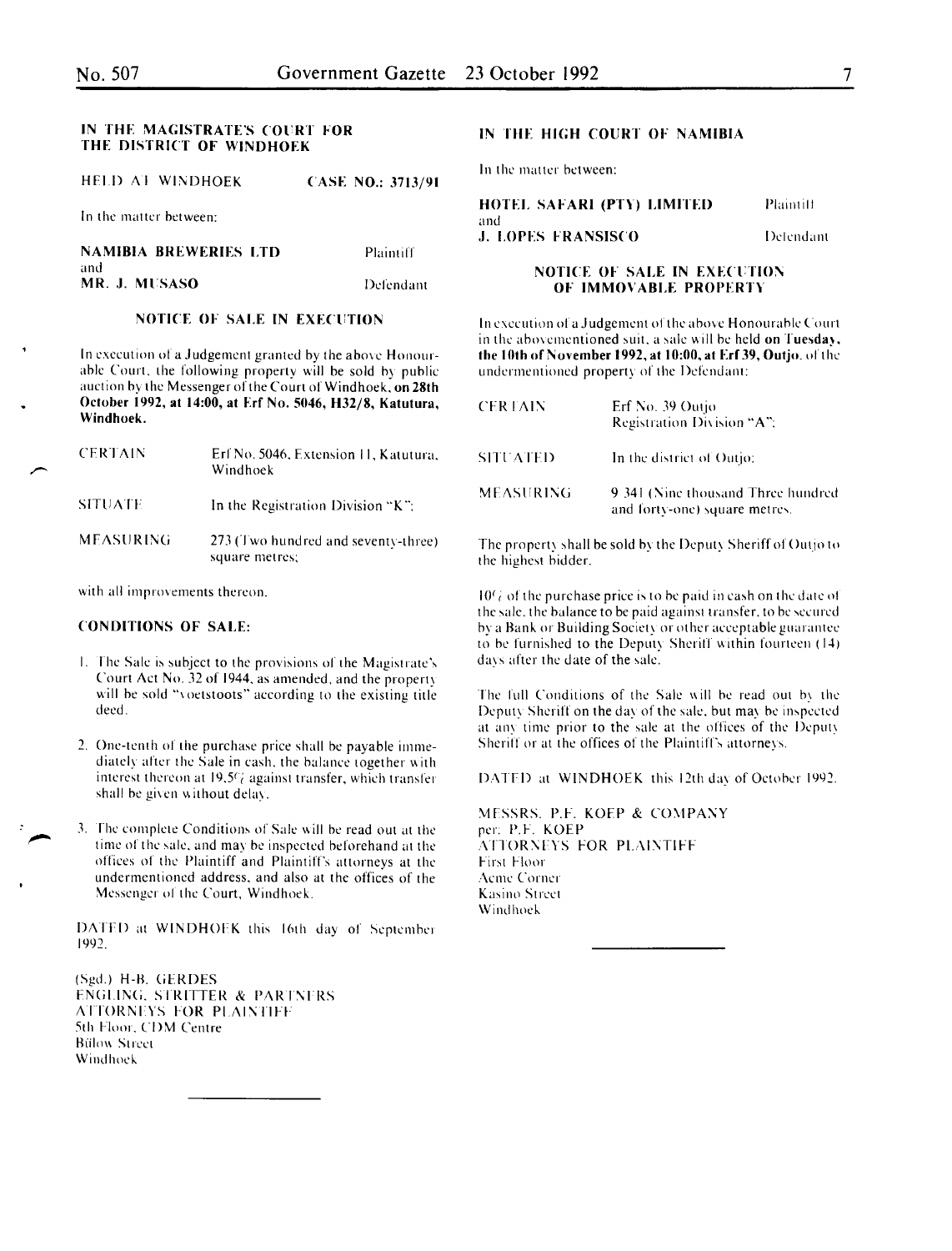## IN THE MAGISTRATE'S COURT FOR THE DISTRICT OF WINDHOEK

HELD AT WINDHOEK CASE NO.: 3713/91

In the matter between:

**NAMIBIA BREWERIES LTD** Plaintiff

and

**MR. J. MUSASO** Defendant

### NOTICE OF SALE IN EXECUTION

In execution of a Judgement granted by the above Honourable Court, the following property will be sold by public auction by the Messenger of the Court of Windhoek, **on 28th October 1992, at 14:00, at Erf No. 5046, H32/8, Katutura, Windhoek.**

| | |
|---|---|
| CERTAIN | Erf No. 5046, Extension 11, Katutura, Windhoek |
| SITUATE | In the Registration Division "K"; |
| MEASURING | 273 (Two hundred and seventy-three) square metres; |

with all improvements thereon.

### CONDITIONS OF SALE:

1. The Sale is subject to the provisions of the Magistrate's Court Act No. 32 of 1944, as amended, and the property will be sold "voetstoots" according to the existing title deed.

2. One-tenth of the purchase price shall be payable immediately after the Sale in cash, the balance together with interest thereon at 19,5% against transfer, which transfer shall be given without delay.

3. The complete Conditions of Sale will be read out at the time of the sale, and may be inspected beforehand at the offices of the Plaintiff and Plaintiff's attorneys at the undermentioned address, and also at the offices of the Messenger of the Court, Windhoek.

DATED at WINDHOEK this 16th day of September 1992.

(Sgd.) H-B. GERDES
ENGLING, STRITTER & PARTNERS
ATTORNEYS FOR PLAINTIFF
5th Floor, CDM Centre
Bülow Street
Windhoek

---

## IN THE HIGH COURT OF NAMIBIA

In the matter between:

**HOTEL SAFARI (PTY) LIMITED** Plaintiff

and

**J. LOPES FRANSISCO** Defendant

### NOTICE OF SALE IN EXECUTION OF IMMOVABLE PROPERTY

In execution of a Judgement of the above Honourable Court in the abovementioned suit, a sale will be held **on Tuesday, the 10th of November 1992, at 10:00, at Erf 39, Outjo**, of the undermentioned property of the Defendant:

| | |
|---|---|
| CERTAIN | Erf No. 39 Outjo Registration Division "A"; |
| SITUATED | In the district of Outjo; |
| MEASURING | 9 341 (Nine thousand Three hundred and forty-one) square metres. |

The property shall be sold by the Deputy Sheriff of Outjo to the highest bidder.

10% of the purchase price is to be paid in cash on the date of the sale, the balance to be paid against transfer, to be secured by a Bank or Building Society or other acceptable guarantee to be furnished to the Deputy Sheriff within fourteen (14) days after the date of the sale.

The full Conditions of the Sale will be read out by the Deputy Sheriff on the day of the sale, but may be inspected at any time prior to the sale at the offices of the Deputy Sheriff or at the offices of the Plaintiff's attorneys.

DATED at WINDHOEK this 12th day of October 1992.

MESSRS. P.F. KOEP & COMPANY
per: P.F. KOEP
ATTORNEYS FOR PLAINTIFF
First Floor
Acme Corner
Kasino Street
Windhoek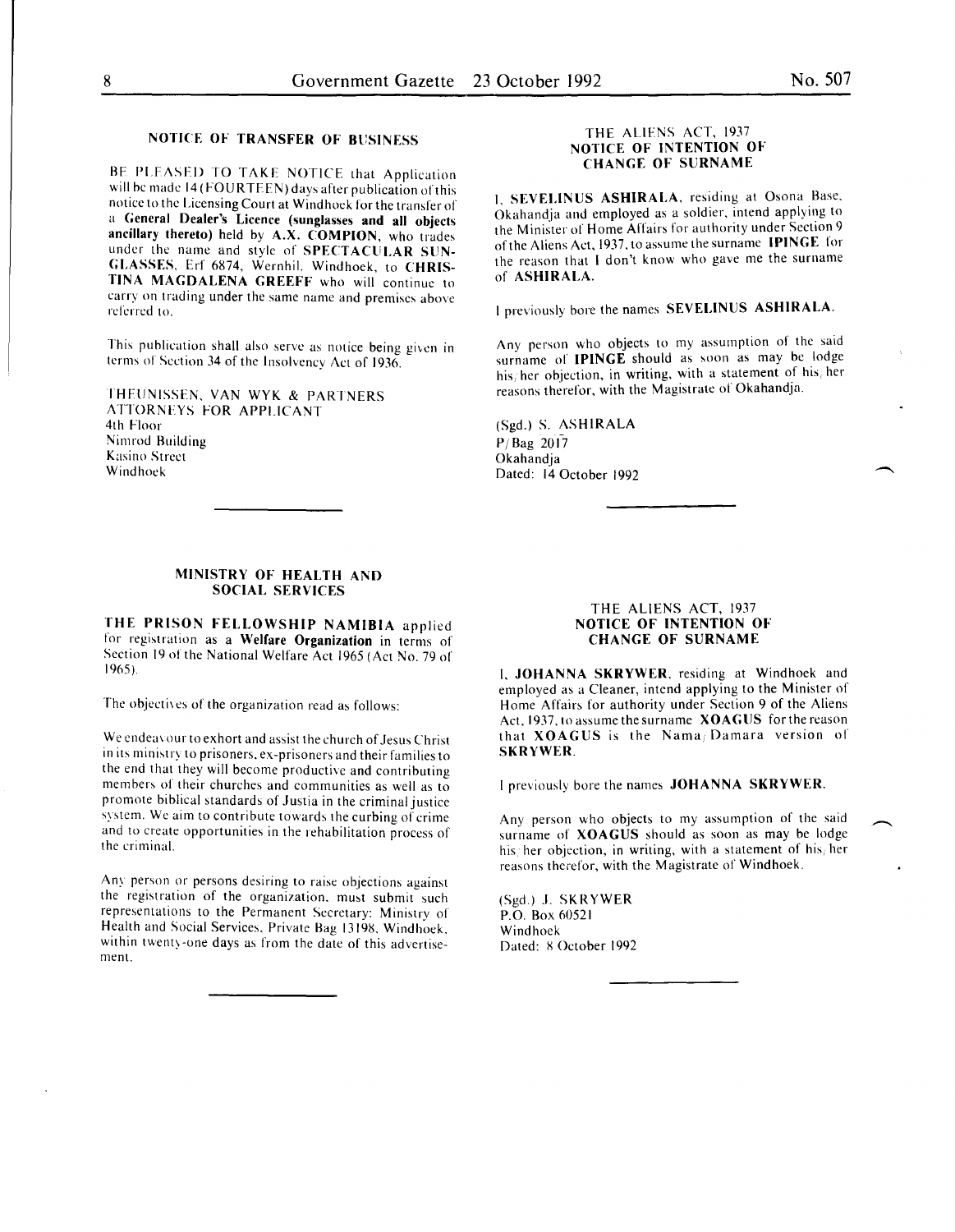## NOTICE OF TRANSFER OF BUSINESS

BE PLEASED TO TAKE NOTICE that Application will be made 14 (FOURTEEN) days after publication of this notice to the Licensing Court at Windhoek for the transfer of a **General Dealer's Licence (sunglasses and all objects ancillary thereto)** held by **A.X. COMPION**, who trades under the name and style of **SPECTACULAR SUNGLASSES**, Erf 6874, Wernhil, Windhoek, to **CHRISTINA MAGDALENA GREEFF** who will continue to carry on trading under the same name and premises above referred to.

This publication shall also serve as notice being given in terms of Section 34 of the Insolvency Act of 1936.

THEUNISSEN, VAN WYK & PARTNERS
ATTORNEYS FOR APPLICANT
4th Floor
Nimrod Building
Kasino Street
Windhoek

## MINISTRY OF HEALTH AND SOCIAL SERVICES

**THE PRISON FELLOWSHIP NAMIBIA** applied for registration as a **Welfare Organization** in terms of Section 19 of the National Welfare Act 1965 (Act No. 79 of 1965).

The objectives of the organization read as follows:

We endeavour to exhort and assist the church of Jesus Christ in its ministry to prisoners, ex-prisoners and their families to the end that they will become productive and contributing members of their churches and communities as well as to promote biblical standards of Justia in the criminal justice system. We aim to contribute towards the curbing of crime and to create opportunities in the rehabilitation process of the criminal.

Any person or persons desiring to raise objections against the registration of the organization, must submit such representations to the Permanent Secretary: Ministry of Health and Social Services, Private Bag 13198, Windhoek, within twenty-one days as from the date of this advertisement.

## THE ALIENS ACT, 1937
## NOTICE OF INTENTION OF CHANGE OF SURNAME

I, **SEVELINUS ASHIRALA**, residing at Osona Base, Okahandja and employed as a soldier, intend applying to the Minister of Home Affairs for authority under Section 9 of the Aliens Act, 1937, to assume the surname **IPINGE** for the reason that I don't know who gave me the surname of **ASHIRALA**.

I previously bore the names **SEVELINUS ASHIRALA**.

Any person who objects to my assumption of the said surname of **IPINGE** should as soon as may be lodge his/her objection, in writing, with a statement of his/her reasons therefor, with the Magistrate of Okahandja.

(Sgd.) S. ASHIRALA
P/Bag 2017
Okahandja
Dated: 14 October 1992

## THE ALIENS ACT, 1937
## NOTICE OF INTENTION OF CHANGE OF SURNAME

I, **JOHANNA SKRYWER**, residing at Windhoek and employed as a Cleaner, intend applying to the Minister of Home Affairs for authority under Section 9 of the Aliens Act, 1937, to assume the surname **XOAGUS** for the reason that **XOAGUS** is the Nama/Damara version of **SKRYWER**.

I previously bore the names **JOHANNA SKRYWER**.

Any person who objects to my assumption of the said surname of **XOAGUS** should as soon as may be lodge his/her objection, in writing, with a statement of his/her reasons therefor, with the Magistrate of Windhoek.

(Sgd.) J. SKRYWER
P.O. Box 60521
Windhoek
Dated: 8 October 1992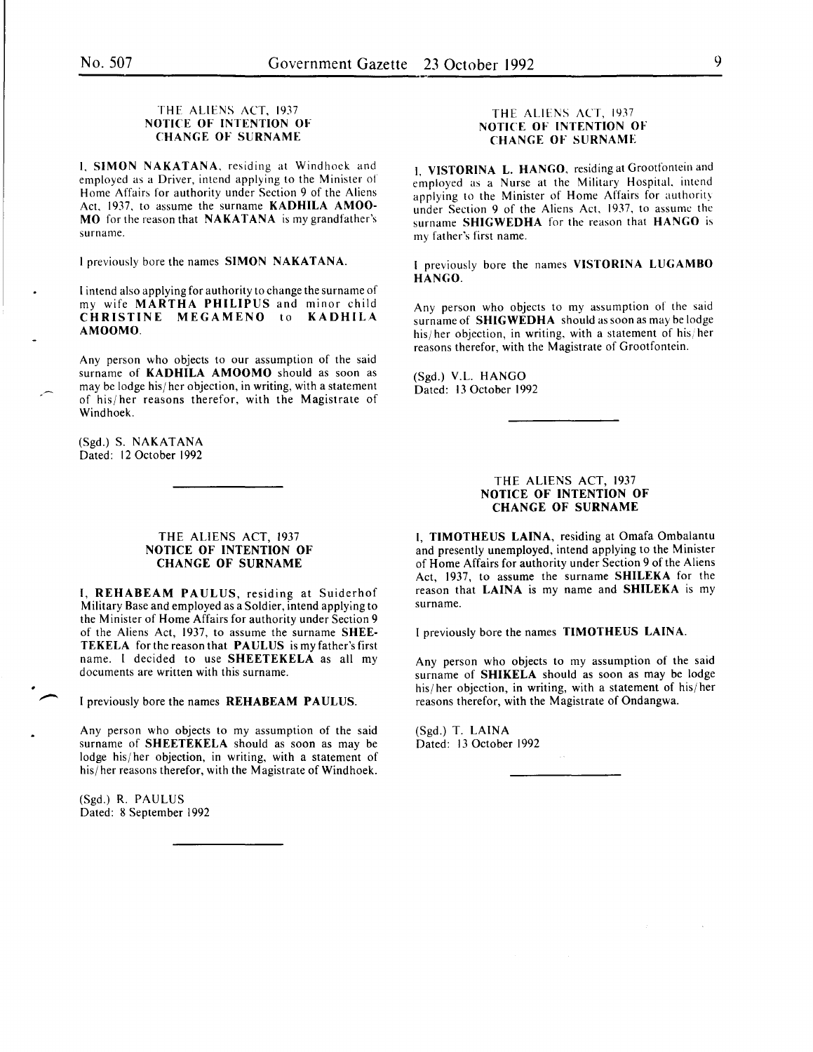THE ALIENS ACT, 1937
**NOTICE OF INTENTION OF CHANGE OF SURNAME**

I, **SIMON NAKATANA**, residing at Windhoek and employed as a Driver, intend applying to the Minister of Home Affairs for authority under Section 9 of the Aliens Act, 1937, to assume the surname **KADHILA AMOOMO** for the reason that **NAKATANA** is my grandfather's surname.

I previously bore the names **SIMON NAKATANA**.

I intend also applying for authority to change the surname of my wife **MARTHA PHILIPUS** and minor child **CHRISTINE MEGAMENO** to **KADHILA AMOOMO**.

Any person who objects to our assumption of the said surname of **KADHILA AMOOMO** should as soon as may be lodge his/her objection, in writing, with a statement of his/her reasons therefor, with the Magistrate of Windhoek.

(Sgd.) S. NAKATANA
Dated: 12 October 1992

---

THE ALIENS ACT, 1937
**NOTICE OF INTENTION OF CHANGE OF SURNAME**

I, **REHABEAM PAULUS**, residing at Suiderhof Military Base and employed as a Soldier, intend applying to the Minister of Home Affairs for authority under Section 9 of the Aliens Act, 1937, to assume the surname **SHEETEKELA** for the reason that **PAULUS** is my father's first name. I decided to use **SHEETEKELA** as all my documents are written with this surname.

I previously bore the names **REHABEAM PAULUS**.

Any person who objects to my assumption of the said surname of **SHEETEKELA** should as soon as may be lodge his/her objection, in writing, with a statement of his/her reasons therefor, with the Magistrate of Windhoek.

(Sgd.) R. PAULUS
Dated: 8 September 1992

---

THE ALIENS ACT, 1937
**NOTICE OF INTENTION OF CHANGE OF SURNAME**

I, **VISTORINA L. HANGO**, residing at Grootfontein and employed as a Nurse at the Military Hospital, intend applying to the Minister of Home Affairs for authority under Section 9 of the Aliens Act, 1937, to assume the surname **SHIGWEDHA** for the reason that **HANGO** is my father's first name.

I previously bore the names **VISTORINA LUGAMBO HANGO**.

Any person who objects to my assumption of the said surname of **SHIGWEDHA** should as soon as may be lodge his/her objection, in writing, with a statement of his/her reasons therefor, with the Magistrate of Grootfontein.

(Sgd.) V.L. HANGO
Dated: 13 October 1992

---

THE ALIENS ACT, 1937
**NOTICE OF INTENTION OF CHANGE OF SURNAME**

I, **TIMOTHEUS LAINA**, residing at Omafa Ombalantu and presently unemployed, intend applying to the Minister of Home Affairs for authority under Section 9 of the Aliens Act, 1937, to assume the surname **SHILEKA** for the reason that **LAINA** is my name and **SHILEKA** is my surname.

I previously bore the names **TIMOTHEUS LAINA**.

Any person who objects to my assumption of the said surname of **SHIKELA** should as soon as may be lodge his/her objection, in writing, with a statement of his/her reasons therefor, with the Magistrate of Ondangwa.

(Sgd.) T. LAINA
Dated: 13 October 1992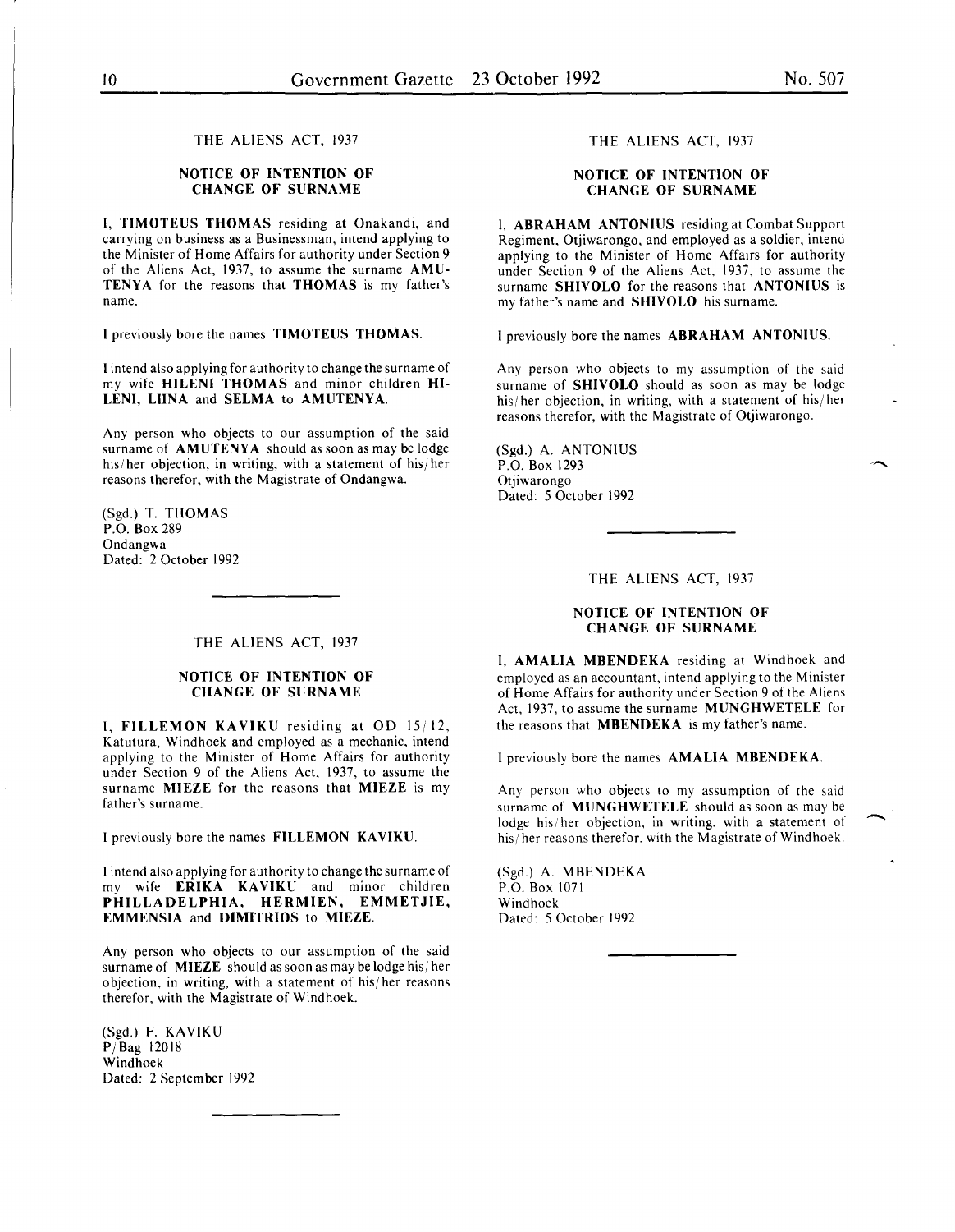THE ALIENS ACT, 1937

**NOTICE OF INTENTION OF CHANGE OF SURNAME**

I, **TIMOTEUS THOMAS** residing at Onakandi, and carrying on business as a Businessman, intend applying to the Minister of Home Affairs for authority under Section 9 of the Aliens Act, 1937, to assume the surname **AMUTENYA** for the reasons that **THOMAS** is my father's name.

I previously bore the names **TIMOTEUS THOMAS**.

I intend also applying for authority to change the surname of my wife **HILENI THOMAS** and minor children **HILENI, LIINA** and **SELMA** to **AMUTENYA**.

Any person who objects to our assumption of the said surname of **AMUTENYA** should as soon as may be lodge his/her objection, in writing, with a statement of his/her reasons therefor, with the Magistrate of Ondangwa.

(Sgd.) T. THOMAS
P.O. Box 289
Ondangwa
Dated: 2 October 1992

---

THE ALIENS ACT, 1937

**NOTICE OF INTENTION OF CHANGE OF SURNAME**

I, **FILLEMON KAVIKU** residing at OD 15/12, Katutura, Windhoek and employed as a mechanic, intend applying to the Minister of Home Affairs for authority under Section 9 of the Aliens Act, 1937, to assume the surname **MIEZE** for the reasons that **MIEZE** is my father's surname.

I previously bore the names **FILLEMON KAVIKU**.

I intend also applying for authority to change the surname of my wife **ERIKA KAVIKU** and minor children **PHILLADELPHIA, HERMIEN, EMMETJIE, EMMENSIA** and **DIMITRIOS** to **MIEZE**.

Any person who objects to our assumption of the said surname of **MIEZE** should as soon as may be lodge his/her objection, in writing, with a statement of his/her reasons therefor, with the Magistrate of Windhoek.

(Sgd.) F. KAVIKU
P/Bag 12018
Windhoek
Dated: 2 September 1992

---

THE ALIENS ACT, 1937

**NOTICE OF INTENTION OF CHANGE OF SURNAME**

I, **ABRAHAM ANTONIUS** residing at Combat Support Regiment, Otjiwarongo, and employed as a soldier, intend applying to the Minister of Home Affairs for authority under Section 9 of the Aliens Act, 1937, to assume the surname **SHIVOLO** for the reasons that **ANTONIUS** is my father's name and **SHIVOLO** his surname.

I previously bore the names **ABRAHAM ANTONIUS**.

Any person who objects to my assumption of the said surname of **SHIVOLO** should as soon as may be lodge his/her objection, in writing, with a statement of his/her reasons therefor, with the Magistrate of Otjiwarongo.

(Sgd.) A. ANTONIUS
P.O. Box 1293
Otjiwarongo
Dated: 5 October 1992

---

THE ALIENS ACT, 1937

**NOTICE OF INTENTION OF CHANGE OF SURNAME**

I, **AMALIA MBENDEKA** residing at Windhoek and employed as an accountant, intend applying to the Minister of Home Affairs for authority under Section 9 of the Aliens Act, 1937, to assume the surname **MUNGHWETELE** for the reasons that **MBENDEKA** is my father's name.

I previously bore the names **AMALIA MBENDEKA**.

Any person who objects to my assumption of the said surname of **MUNGHWETELE** should as soon as may be lodge his/her objection, in writing, with a statement of his/her reasons therefor, with the Magistrate of Windhoek.

(Sgd.) A. MBENDEKA
P.O. Box 1071
Windhoek
Dated: 5 October 1992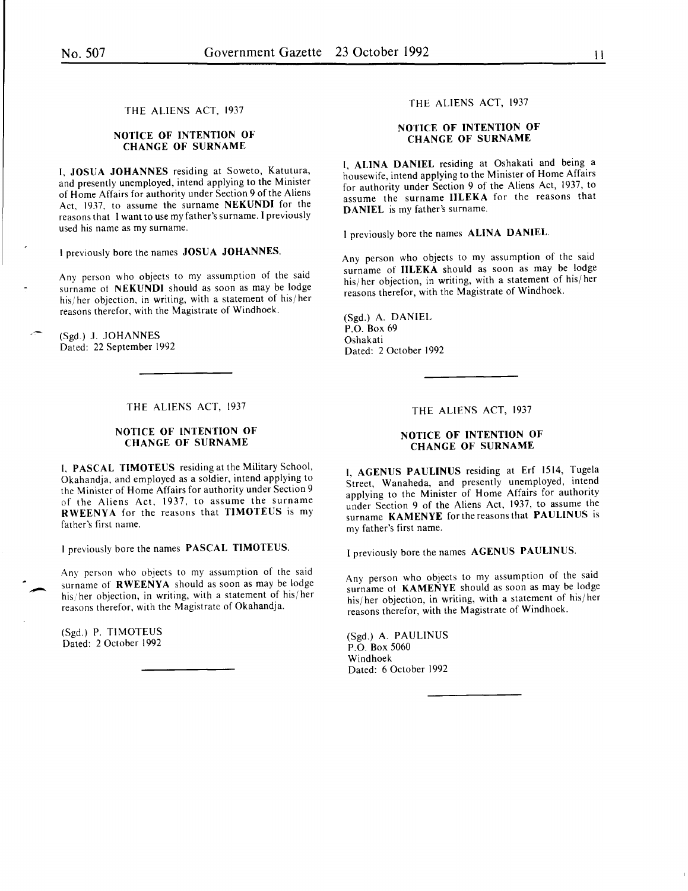THE ALIENS ACT, 1937

**NOTICE OF INTENTION OF CHANGE OF SURNAME**

I, **JOSUA JOHANNES** residing at Soweto, Katutura, and presently unemployed, intend applying to the Minister of Home Affairs for authority under Section 9 of the Aliens Act, 1937, to assume the surname **NEKUNDI** for the reasons that I want to use my father's surname. I previously used his name as my surname.

I previously bore the names **JOSUA JOHANNES**.

Any person who objects to my assumption of the said surname of **NEKUNDI** should as soon as may be lodge his/her objection, in writing, with a statement of his/her reasons therefor, with the Magistrate of Windhoek.

(Sgd.) J. JOHANNES
Dated: 22 September 1992

---

THE ALIENS ACT, 1937

**NOTICE OF INTENTION OF CHANGE OF SURNAME**

I, **PASCAL TIMOTEUS** residing at the Military School, Okahandja, and employed as a soldier, intend applying to the Minister of Home Affairs for authority under Section 9 of the Aliens Act, 1937, to assume the surname **RWEENYA** for the reasons that **TIMOTEUS** is my father's first name.

I previously bore the names **PASCAL TIMOTEUS**.

Any person who objects to my assumption of the said surname of **RWEENYA** should as soon as may be lodge his/her objection, in writing, with a statement of his/her reasons therefor, with the Magistrate of Okahandja.

(Sgd.) P. TIMOTEUS
Dated: 2 October 1992

---

THE ALIENS ACT, 1937

**NOTICE OF INTENTION OF CHANGE OF SURNAME**

I, **ALINA DANIEL** residing at Oshakati and being a housewife, intend applying to the Minister of Home Affairs for authority under Section 9 of the Aliens Act, 1937, to assume the surname **IILEKA** for the reasons that **DANIEL** is my father's surname.

I previously bore the names **ALINA DANIEL**.

Any person who objects to my assumption of the said surname of **IILEKA** should as soon as may be lodge his/her objection, in writing, with a statement of his/her reasons therefor, with the Magistrate of Windhoek.

(Sgd.) A. DANIEL
P.O. Box 69
Oshakati
Dated: 2 October 1992

---

THE ALIENS ACT, 1937

**NOTICE OF INTENTION OF CHANGE OF SURNAME**

I, **AGENUS PAULINUS** residing at Erf 1514, Tugela Street, Wanaheda, and presently unemployed, intend applying to the Minister of Home Affairs for authority under Section 9 of the Aliens Act, 1937, to assume the surname **KAMENYE** for the reasons that **PAULINUS** is my father's first name.

I previously bore the names **AGENUS PAULINUS**.

Any person who objects to my assumption of the said surname of **KAMENYE** should as soon as may be lodge his/her objection, in writing, with a statement of his/her reasons therefor, with the Magistrate of Windhoek.

(Sgd.) A. PAULINUS
P.O. Box 5060
Windhoek
Dated: 6 October 1992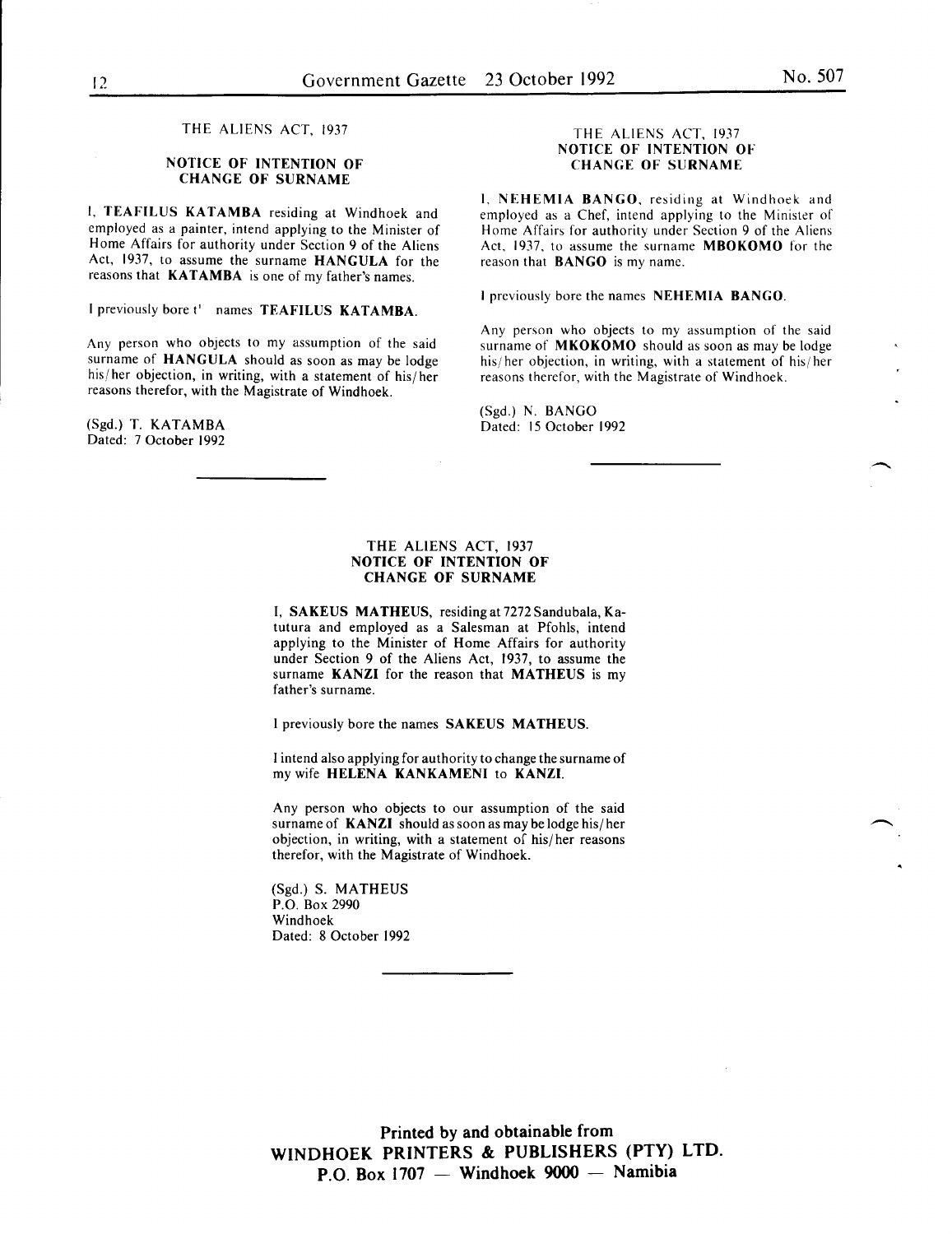THE ALIENS ACT, 1937

**NOTICE OF INTENTION OF CHANGE OF SURNAME**

I, **TEAFILUS KATAMBA** residing at Windhoek and employed as a painter, intend applying to the Minister of Home Affairs for authority under Section 9 of the Aliens Act, 1937, to assume the surname **HANGULA** for the reasons that **KATAMBA** is one of my father's names.

I previously bore t' names **TEAFILUS KATAMBA**.

Any person who objects to my assumption of the said surname of **HANGULA** should as soon as may be lodge his/her objection, in writing, with a statement of his/her reasons therefor, with the Magistrate of Windhoek.

(Sgd.) T. KATAMBA
Dated: 7 October 1992

---

THE ALIENS ACT, 1937

**NOTICE OF INTENTION OF CHANGE OF SURNAME**

I, **NEHEMIA BANGO**, residing at Windhoek and employed as a Chef, intend applying to the Minister of Home Affairs for authority under Section 9 of the Aliens Act, 1937, to assume the surname **MBOKOMO** for the reason that **BANGO** is my name.

I previously bore the names **NEHEMIA BANGO**.

Any person who objects to my assumption of the said surname of **MKOKOMO** should as soon as may be lodge his/her objection, in writing, with a statement of his/her reasons therefor, with the Magistrate of Windhoek.

(Sgd.) N. BANGO
Dated: 15 October 1992

---

THE ALIENS ACT, 1937

**NOTICE OF INTENTION OF CHANGE OF SURNAME**

I, **SAKEUS MATHEUS**, residing at 7272 Sandubala, Katutura and employed as a Salesman at Pfohls, intend applying to the Minister of Home Affairs for authority under Section 9 of the Aliens Act, 1937, to assume the surname **KANZI** for the reason that **MATHEUS** is my father's surname.

I previously bore the names **SAKEUS MATHEUS**.

I intend also applying for authority to change the surname of my wife **HELENA KANKAMENI** to **KANZI**.

Any person who objects to our assumption of the said surname of **KANZI** should as soon as may be lodge his/her objection, in writing, with a statement of his/her reasons therefor, with the Magistrate of Windhoek.

(Sgd.) S. MATHEUS
P.O. Box 2990
Windhoek
Dated: 8 October 1992

---

**Printed by and obtainable from WINDHOEK PRINTERS & PUBLISHERS (PTY) LTD. P.O. Box 1707 — Windhoek 9000 — Namibia**